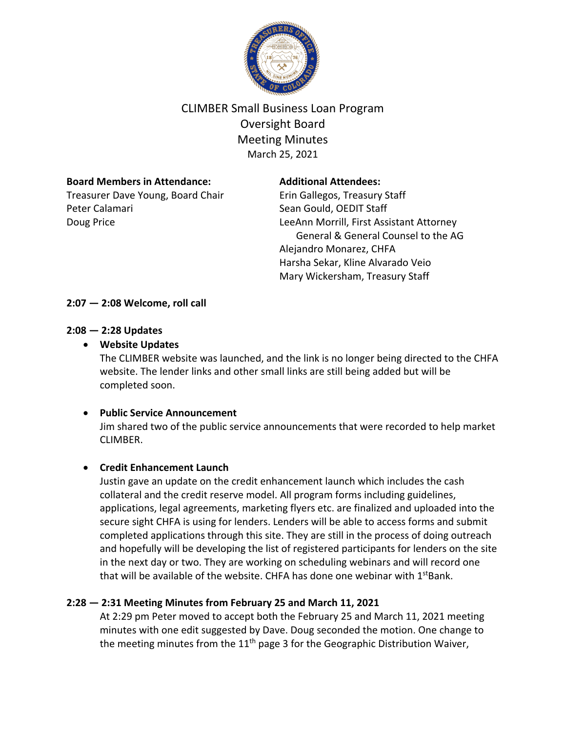# CLIMBER Small Business Loan Program
## Oversight Board
## Meeting Minutes
March 25, 2021

**Board Members in Attendance:**
Treasurer Dave Young, Board Chair
Peter Calamari
Doug Price

**Additional Attendees:**
Erin Gallegos, Treasury Staff
Sean Gould, OEDIT Staff
LeeAnn Morrill, First Assistant Attorney General & General Counsel to the AG
Alejandro Monarez, CHFA
Harsha Sekar, Kline Alvarado Veio
Mary Wickersham, Treasury Staff

**2:07 — 2:08 Welcome, roll call**

**2:08 — 2:28 Updates**

- **Website Updates**
  The CLIMBER website was launched, and the link is no longer being directed to the CHFA website. The lender links and other small links are still being added but will be completed soon.

- **Public Service Announcement**
  Jim shared two of the public service announcements that were recorded to help market CLIMBER.

- **Credit Enhancement Launch**
  Justin gave an update on the credit enhancement launch which includes the cash collateral and the credit reserve model. All program forms including guidelines, applications, legal agreements, marketing flyers etc. are finalized and uploaded into the secure sight CHFA is using for lenders. Lenders will be able to access forms and submit completed applications through this site. They are still in the process of doing outreach and hopefully will be developing the list of registered participants for lenders on the site in the next day or two. They are working on scheduling webinars and will record one that will be available of the website. CHFA has done one webinar with 1stBank.

**2:28 — 2:31 Meeting Minutes from February 25 and March 11, 2021**

At 2:29 pm Peter moved to accept both the February 25 and March 11, 2021 meeting minutes with one edit suggested by Dave. Doug seconded the motion. One change to the meeting minutes from the 11th page 3 for the Geographic Distribution Waiver,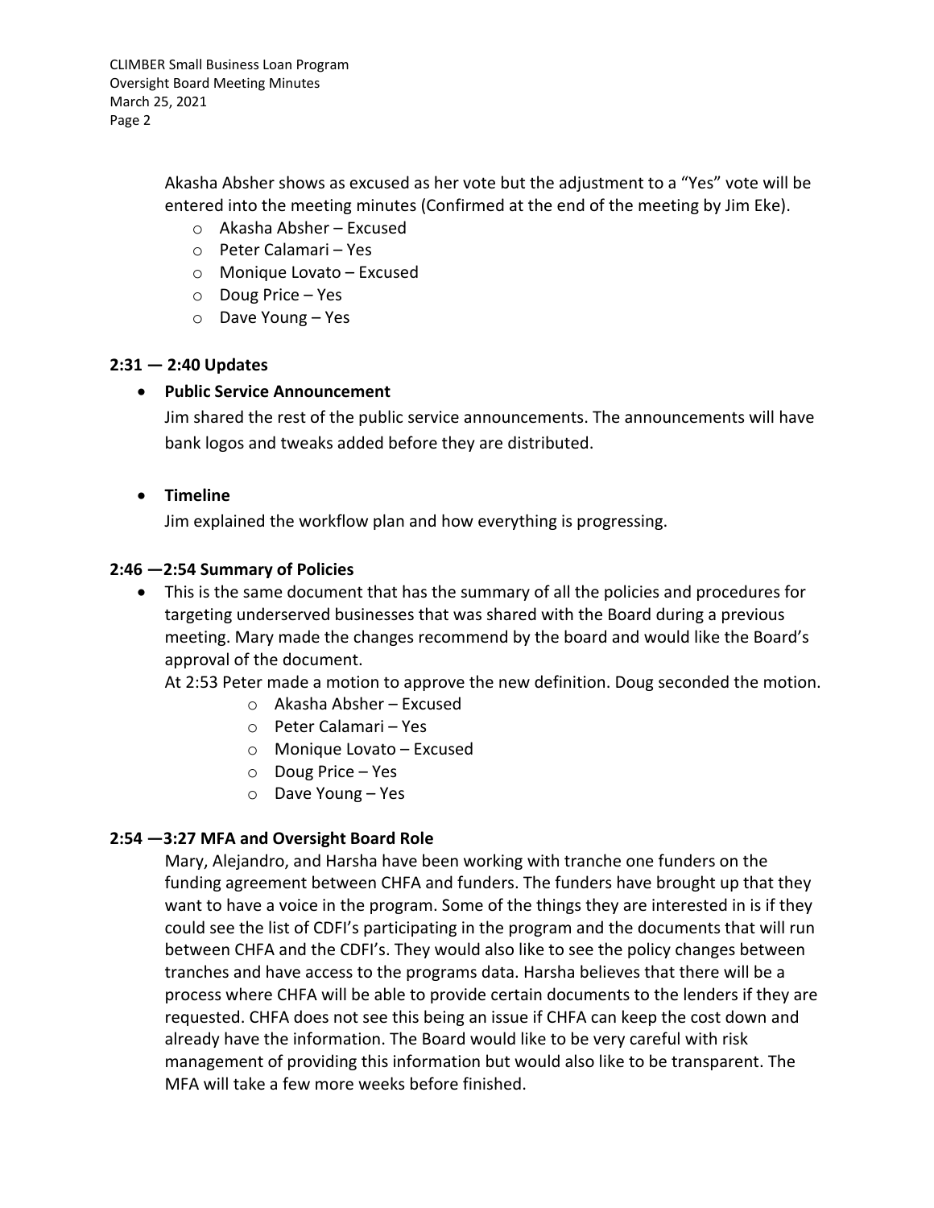Akasha Absher shows as excused as her vote but the adjustment to a "Yes" vote will be entered into the meeting minutes (Confirmed at the end of the meeting by Jim Eke).

- Akasha Absher – Excused
- Peter Calamari – Yes
- Monique Lovato – Excused
- Doug Price – Yes
- Dave Young – Yes

**2:31 — 2:40 Updates**

- **Public Service Announcement**

  Jim shared the rest of the public service announcements. The announcements will have bank logos and tweaks added before they are distributed.

- **Timeline**

  Jim explained the workflow plan and how everything is progressing.

**2:46 —2:54 Summary of Policies**

- This is the same document that has the summary of all the policies and procedures for targeting underserved businesses that was shared with the Board during a previous meeting. Mary made the changes recommend by the board and would like the Board's approval of the document.

  At 2:53 Peter made a motion to approve the new definition. Doug seconded the motion.
  - Akasha Absher – Excused
  - Peter Calamari – Yes
  - Monique Lovato – Excused
  - Doug Price – Yes
  - Dave Young – Yes

**2:54 —3:27 MFA and Oversight Board Role**

Mary, Alejandro, and Harsha have been working with tranche one funders on the funding agreement between CHFA and funders. The funders have brought up that they want to have a voice in the program. Some of the things they are interested in is if they could see the list of CDFI's participating in the program and the documents that will run between CHFA and the CDFI's. They would also like to see the policy changes between tranches and have access to the programs data. Harsha believes that there will be a process where CHFA will be able to provide certain documents to the lenders if they are requested. CHFA does not see this being an issue if CHFA can keep the cost down and already have the information. The Board would like to be very careful with risk management of providing this information but would also like to be transparent. The MFA will take a few more weeks before finished.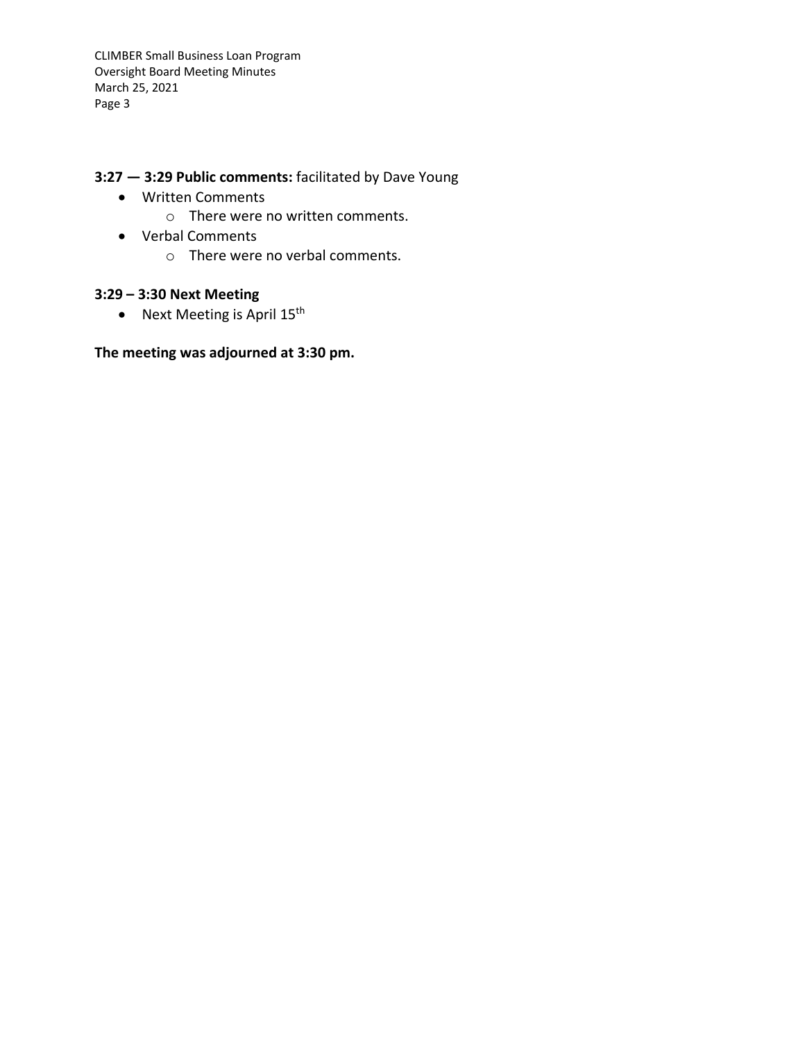**3:27 — 3:29 Public comments:** facilitated by Dave Young

- Written Comments
  - There were no written comments.
- Verbal Comments
  - There were no verbal comments.

**3:29 – 3:30 Next Meeting**

- Next Meeting is April 15th

**The meeting was adjourned at 3:30 pm.**